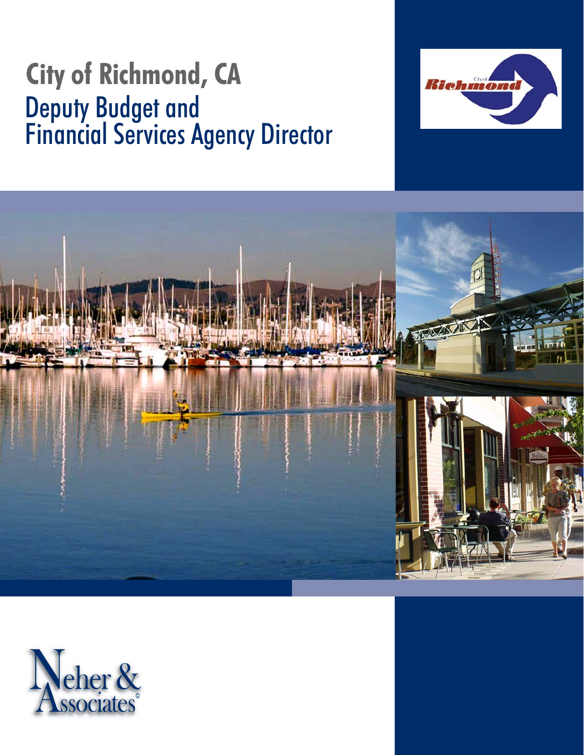# City of Richmond, CA

## Deputy Budget and Financial Services Agency Director

Neher & Associates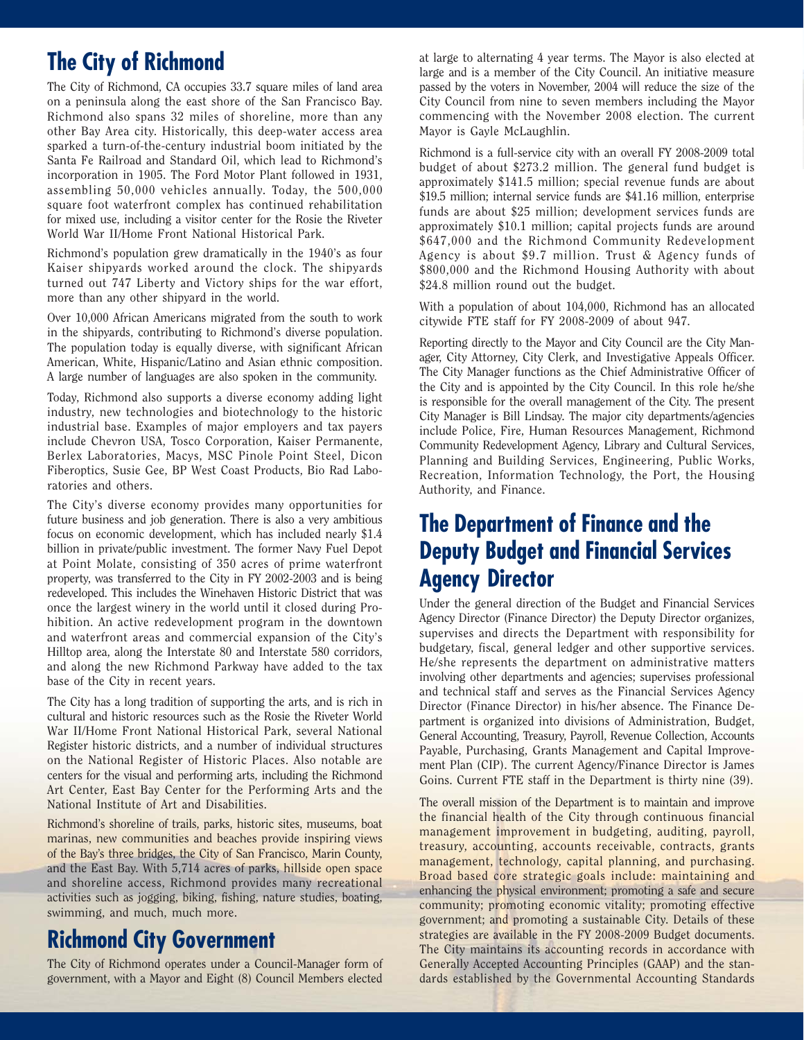## The City of Richmond

The City of Richmond, CA occupies 33.7 square miles of land area on a peninsula along the east shore of the San Francisco Bay. Richmond also spans 32 miles of shoreline, more than any other Bay Area city. Historically, this deep-water access area sparked a turn-of-the-century industrial boom initiated by the Santa Fe Railroad and Standard Oil, which lead to Richmond's incorporation in 1905. The Ford Motor Plant followed in 1931, assembling 50,000 vehicles annually. Today, the 500,000 square foot waterfront complex has continued rehabilitation for mixed use, including a visitor center for the Rosie the Riveter World War II/Home Front National Historical Park.

Richmond's population grew dramatically in the 1940's as four Kaiser shipyards worked around the clock. The shipyards turned out 747 Liberty and Victory ships for the war effort, more than any other shipyard in the world.

Over 10,000 African Americans migrated from the south to work in the shipyards, contributing to Richmond's diverse population. The population today is equally diverse, with significant African American, White, Hispanic/Latino and Asian ethnic composition. A large number of languages are also spoken in the community.

Today, Richmond also supports a diverse economy adding light industry, new technologies and biotechnology to the historic industrial base. Examples of major employers and tax payers include Chevron USA, Tosco Corporation, Kaiser Permanente, Berlex Laboratories, Macys, MSC Pinole Point Steel, Dicon Fiberoptics, Susie Gee, BP West Coast Products, Bio Rad Laboratories and others.

The City's diverse economy provides many opportunities for future business and job generation. There is also a very ambitious focus on economic development, which has included nearly $1.4 billion in private/public investment. The former Navy Fuel Depot at Point Molate, consisting of 350 acres of prime waterfront property, was transferred to the City in FY 2002-2003 and is being redeveloped. This includes the Winehaven Historic District that was once the largest winery in the world until it closed during Prohibition. An active redevelopment program in the downtown and waterfront areas and commercial expansion of the City's Hilltop area, along the Interstate 80 and Interstate 580 corridors, and along the new Richmond Parkway have added to the tax base of the City in recent years.

The City has a long tradition of supporting the arts, and is rich in cultural and historic resources such as the Rosie the Riveter World War II/Home Front National Historical Park, several National Register historic districts, and a number of individual structures on the National Register of Historic Places. Also notable are centers for the visual and performing arts, including the Richmond Art Center, East Bay Center for the Performing Arts and the National Institute of Art and Disabilities.

Richmond's shoreline of trails, parks, historic sites, museums, boat marinas, new communities and beaches provide inspiring views of the Bay's three bridges, the City of San Francisco, Marin County, and the East Bay. With 5,714 acres of parks, hillside open space and shoreline access, Richmond provides many recreational activities such as jogging, biking, fishing, nature studies, boating, swimming, and much, much more.

## Richmond City Government

The City of Richmond operates under a Council-Manager form of government, with a Mayor and Eight (8) Council Members elected at large to alternating 4 year terms. The Mayor is also elected at large and is a member of the City Council. An initiative measure passed by the voters in November, 2004 will reduce the size of the City Council from nine to seven members including the Mayor commencing with the November 2008 election. The current Mayor is Gayle McLaughlin.

Richmond is a full-service city with an overall FY 2008-2009 total budget of about $273.2 million. The general fund budget is approximately $141.5 million; special revenue funds are about $19.5 million; internal service funds are $41.16 million, enterprise funds are about $25 million; development services funds are approximately $10.1 million; capital projects funds are around $647,000 and the Richmond Community Redevelopment Agency is about $9.7 million. Trust & Agency funds of $800,000 and the Richmond Housing Authority with about $24.8 million round out the budget.

With a population of about 104,000, Richmond has an allocated citywide FTE staff for FY 2008-2009 of about 947.

Reporting directly to the Mayor and City Council are the City Manager, City Attorney, City Clerk, and Investigative Appeals Officer. The City Manager functions as the Chief Administrative Officer of the City and is appointed by the City Council. In this role he/she is responsible for the overall management of the City. The present City Manager is Bill Lindsay. The major city departments/agencies include Police, Fire, Human Resources Management, Richmond Community Redevelopment Agency, Library and Cultural Services, Planning and Building Services, Engineering, Public Works, Recreation, Information Technology, the Port, the Housing Authority, and Finance.

## The Department of Finance and the Deputy Budget and Financial Services Agency Director

Under the general direction of the Budget and Financial Services Agency Director (Finance Director) the Deputy Director organizes, supervises and directs the Department with responsibility for budgetary, fiscal, general ledger and other supportive services. He/she represents the department on administrative matters involving other departments and agencies; supervises professional and technical staff and serves as the Financial Services Agency Director (Finance Director) in his/her absence. The Finance Department is organized into divisions of Administration, Budget, General Accounting, Treasury, Payroll, Revenue Collection, Accounts Payable, Purchasing, Grants Management and Capital Improvement Plan (CIP). The current Agency/Finance Director is James Goins. Current FTE staff in the Department is thirty nine (39).

The overall mission of the Department is to maintain and improve the financial health of the City through continuous financial management improvement in budgeting, auditing, payroll, treasury, accounting, accounts receivable, contracts, grants management, technology, capital planning, and purchasing. Broad based core strategic goals include: maintaining and enhancing the physical environment; promoting a safe and secure community; promoting economic vitality; promoting effective government; and promoting a sustainable City. Details of these strategies are available in the FY 2008-2009 Budget documents. The City maintains its accounting records in accordance with Generally Accepted Accounting Principles (GAAP) and the standards established by the Governmental Accounting Standards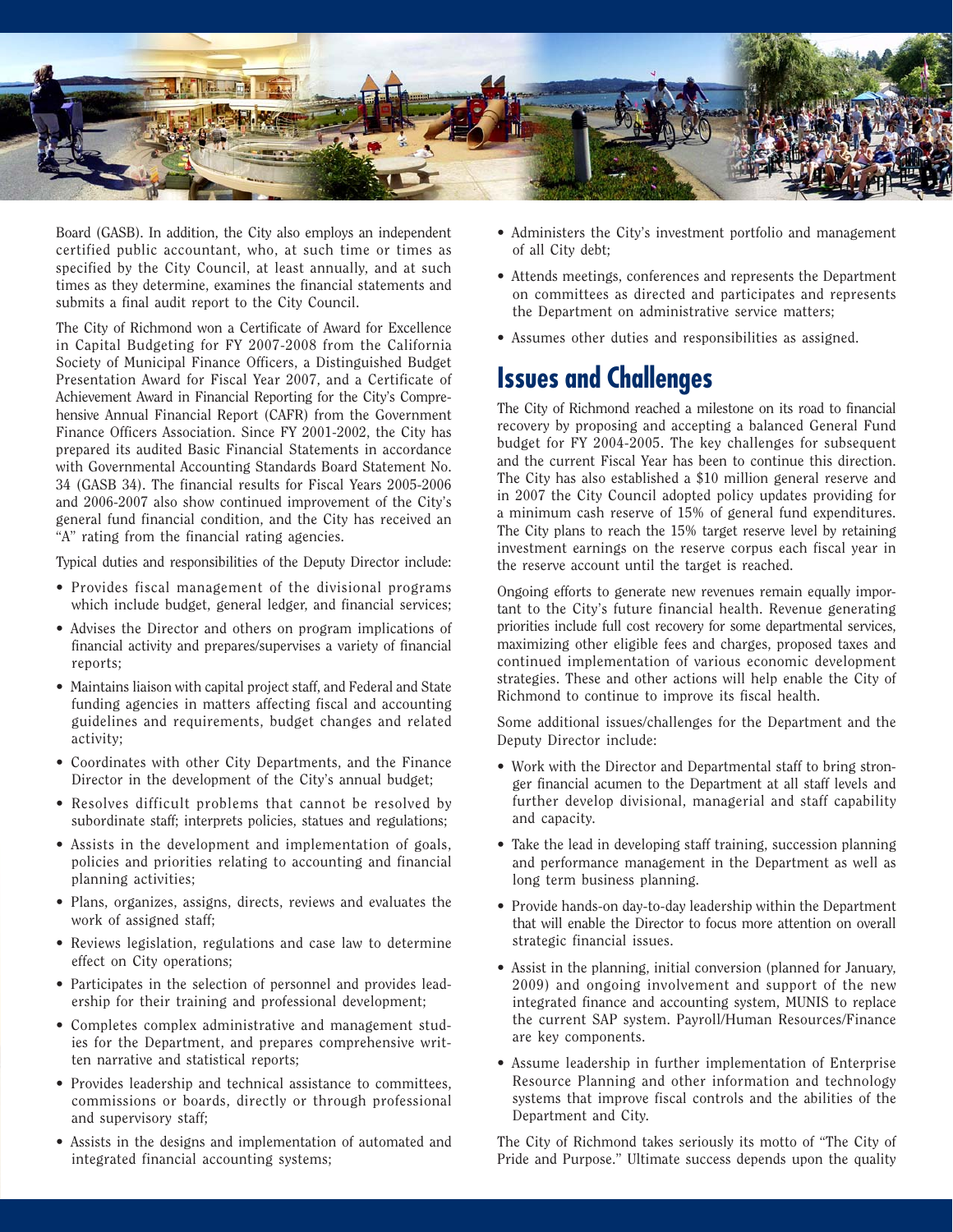Board (GASB). In addition, the City also employs an independent certified public accountant, who, at such time or times as specified by the City Council, at least annually, and at such times as they determine, examines the financial statements and submits a final audit report to the City Council.

The City of Richmond won a Certificate of Award for Excellence in Capital Budgeting for FY 2007-2008 from the California Society of Municipal Finance Officers, a Distinguished Budget Presentation Award for Fiscal Year 2007, and a Certificate of Achievement Award in Financial Reporting for the City's Comprehensive Annual Financial Report (CAFR) from the Government Finance Officers Association. Since FY 2001-2002, the City has prepared its audited Basic Financial Statements in accordance with Governmental Accounting Standards Board Statement No. 34 (GASB 34). The financial results for Fiscal Years 2005-2006 and 2006-2007 also show continued improvement of the City's general fund financial condition, and the City has received an "A" rating from the financial rating agencies.

Typical duties and responsibilities of the Deputy Director include:

- Provides fiscal management of the divisional programs which include budget, general ledger, and financial services;
- Advises the Director and others on program implications of financial activity and prepares/supervises a variety of financial reports;
- Maintains liaison with capital project staff, and Federal and State funding agencies in matters affecting fiscal and accounting guidelines and requirements, budget changes and related activity;
- Coordinates with other City Departments, and the Finance Director in the development of the City's annual budget;
- Resolves difficult problems that cannot be resolved by subordinate staff; interprets policies, statues and regulations;
- Assists in the development and implementation of goals, policies and priorities relating to accounting and financial planning activities;
- Plans, organizes, assigns, directs, reviews and evaluates the work of assigned staff;
- Reviews legislation, regulations and case law to determine effect on City operations;
- Participates in the selection of personnel and provides leadership for their training and professional development;
- Completes complex administrative and management studies for the Department, and prepares comprehensive written narrative and statistical reports;
- Provides leadership and technical assistance to committees, commissions or boards, directly or through professional and supervisory staff;
- Assists in the designs and implementation of automated and integrated financial accounting systems;
- Administers the City's investment portfolio and management of all City debt;
- Attends meetings, conferences and represents the Department on committees as directed and participates and represents the Department on administrative service matters;
- Assumes other duties and responsibilities as assigned.

## Issues and Challenges

The City of Richmond reached a milestone on its road to financial recovery by proposing and accepting a balanced General Fund budget for FY 2004-2005. The key challenges for subsequent and the current Fiscal Year has been to continue this direction. The City has also established a $10 million general reserve and in 2007 the City Council adopted policy updates providing for a minimum cash reserve of 15% of general fund expenditures. The City plans to reach the 15% target reserve level by retaining investment earnings on the reserve corpus each fiscal year in the reserve account until the target is reached.

Ongoing efforts to generate new revenues remain equally important to the City's future financial health. Revenue generating priorities include full cost recovery for some departmental services, maximizing other eligible fees and charges, proposed taxes and continued implementation of various economic development strategies. These and other actions will help enable the City of Richmond to continue to improve its fiscal health.

Some additional issues/challenges for the Department and the Deputy Director include:

- Work with the Director and Departmental staff to bring stronger financial acumen to the Department at all staff levels and further develop divisional, managerial and staff capability and capacity.
- Take the lead in developing staff training, succession planning and performance management in the Department as well as long term business planning.
- Provide hands-on day-to-day leadership within the Department that will enable the Director to focus more attention on overall strategic financial issues.
- Assist in the planning, initial conversion (planned for January, 2009) and ongoing involvement and support of the new integrated finance and accounting system, MUNIS to replace the current SAP system. Payroll/Human Resources/Finance are key components.
- Assume leadership in further implementation of Enterprise Resource Planning and other information and technology systems that improve fiscal controls and the abilities of the Department and City.

The City of Richmond takes seriously its motto of "The City of Pride and Purpose." Ultimate success depends upon the quality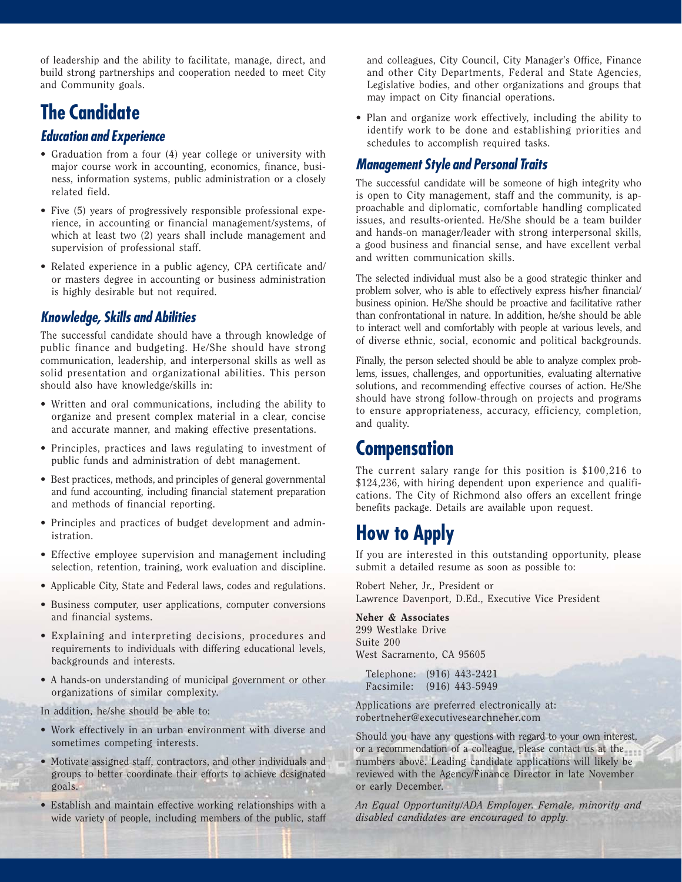of leadership and the ability to facilitate, manage, direct, and build strong partnerships and cooperation needed to meet City and Community goals.

# The Candidate

## Education and Experience

- Graduation from a four (4) year college or university with major course work in accounting, economics, finance, business, information systems, public administration or a closely related field.
- Five (5) years of progressively responsible professional experience, in accounting or financial management/systems, of which at least two (2) years shall include management and supervision of professional staff.
- Related experience in a public agency, CPA certificate and/or masters degree in accounting or business administration is highly desirable but not required.

## Knowledge, Skills and Abilities

The successful candidate should have a through knowledge of public finance and budgeting. He/She should have strong communication, leadership, and interpersonal skills as well as solid presentation and organizational abilities. This person should also have knowledge/skills in:

- Written and oral communications, including the ability to organize and present complex material in a clear, concise and accurate manner, and making effective presentations.
- Principles, practices and laws regulating to investment of public funds and administration of debt management.
- Best practices, methods, and principles of general governmental and fund accounting, including financial statement preparation and methods of financial reporting.
- Principles and practices of budget development and administration.
- Effective employee supervision and management including selection, retention, training, work evaluation and discipline.
- Applicable City, State and Federal laws, codes and regulations.
- Business computer, user applications, computer conversions and financial systems.
- Explaining and interpreting decisions, procedures and requirements to individuals with differing educational levels, backgrounds and interests.
- A hands-on understanding of municipal government or other organizations of similar complexity.

In addition, he/she should be able to:

- Work effectively in an urban environment with diverse and sometimes competing interests.
- Motivate assigned staff, contractors, and other individuals and groups to better coordinate their efforts to achieve designated goals.
- Establish and maintain effective working relationships with a wide variety of people, including members of the public, staff and colleagues, City Council, City Manager's Office, Finance and other City Departments, Federal and State Agencies, Legislative bodies, and other organizations and groups that may impact on City financial operations.
- Plan and organize work effectively, including the ability to identify work to be done and establishing priorities and schedules to accomplish required tasks.

## Management Style and Personal Traits

The successful candidate will be someone of high integrity who is open to City management, staff and the community, is approachable and diplomatic, comfortable handling complicated issues, and results-oriented. He/She should be a team builder and hands-on manager/leader with strong interpersonal skills, a good business and financial sense, and have excellent verbal and written communication skills.

The selected individual must also be a good strategic thinker and problem solver, who is able to effectively express his/her financial/business opinion. He/She should be proactive and facilitative rather than confrontational in nature. In addition, he/she should be able to interact well and comfortably with people at various levels, and of diverse ethnic, social, economic and political backgrounds.

Finally, the person selected should be able to analyze complex problems, issues, challenges, and opportunities, evaluating alternative solutions, and recommending effective courses of action. He/She should have strong follow-through on projects and programs to ensure appropriateness, accuracy, efficiency, completion, and quality.

# Compensation

The current salary range for this position is $100,216 to $124,236, with hiring dependent upon experience and qualifications. The City of Richmond also offers an excellent fringe benefits package. Details are available upon request.

# How to Apply

If you are interested in this outstanding opportunity, please submit a detailed resume as soon as possible to:

Robert Neher, Jr., President or
Lawrence Davenport, D.Ed., Executive Vice President

**Neher & Associates**
299 Westlake Drive
Suite 200
West Sacramento, CA 95605

Telephone: (916) 443-2421
Facsimile: (916) 443-5949

Applications are preferred electronically at:
robertneher@executivesearchneher.com

Should you have any questions with regard to your own interest, or a recommendation of a colleague, please contact us at the numbers above. Leading candidate applications will likely be reviewed with the Agency/Finance Director in late November or early December.

*An Equal Opportunity/ADA Employer. Female, minority and disabled candidates are encouraged to apply.*